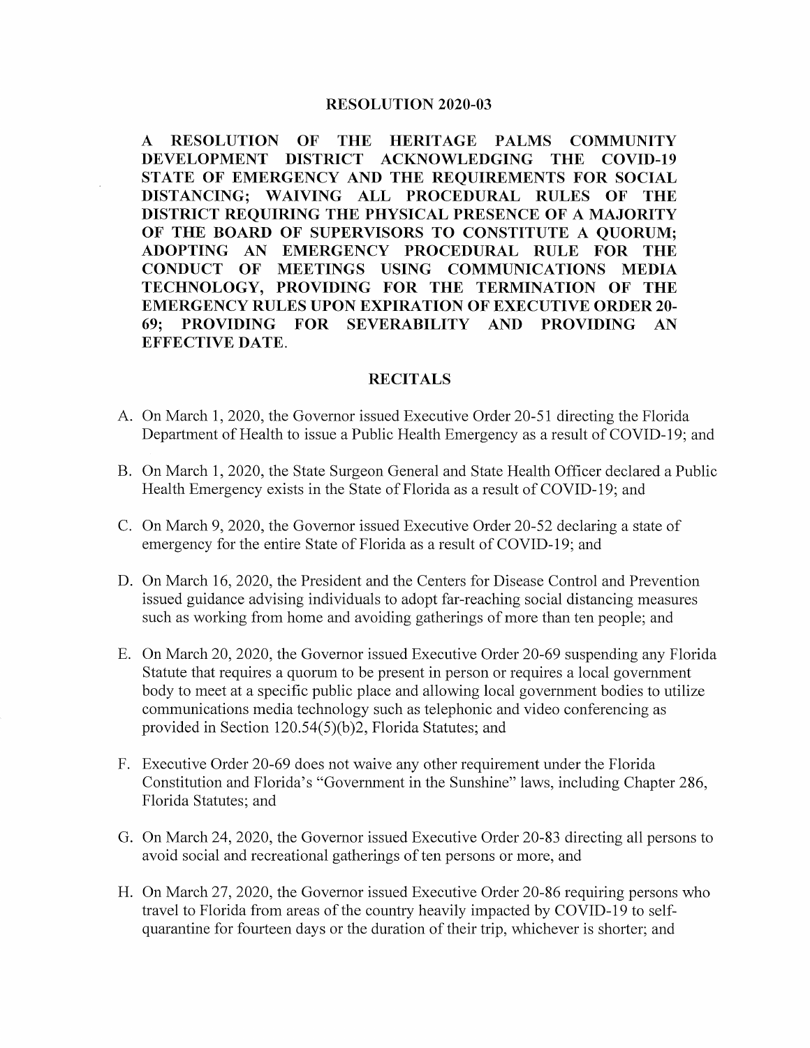# RESOLUTION 2020-03

**A RESOLUTION OF THE HERITAGE PALMS COMMUNITY DEVELOPMENT DISTRICT ACKNOWLEDGING THE COVID-19 STATE OF EMERGENCY AND THE REQUIREMENTS FOR SOCIAL DISTANCING; WAIVING ALL PROCEDURAL RULES OF THE DISTRICT REQUIRING THE PHYSICAL PRESENCE OF A MAJORITY OF THE BOARD OF SUPERVISORS TO CONSTITUTE A QUORUM; ADOPTING AN EMERGENCY PROCEDURAL RULE FOR THE CONDUCT OF MEETINGS USING COMMUNICATIONS MEDIA TECHNOLOGY, PROVIDING FOR THE TERMINATION OF THE EMERGENCY RULES UPON EXPIRATION OF EXECUTIVE ORDER 20-69; PROVIDING FOR SEVERABILITY AND PROVIDING AN EFFECTIVE DATE.**

## RECITALS

A. On March 1, 2020, the Governor issued Executive Order 20-51 directing the Florida Department of Health to issue a Public Health Emergency as a result of COVID-19; and

B. On March 1, 2020, the State Surgeon General and State Health Officer declared a Public Health Emergency exists in the State of Florida as a result of COVID-19; and

C. On March 9, 2020, the Governor issued Executive Order 20-52 declaring a state of emergency for the entire State of Florida as a result of COVID-19; and

D. On March 16, 2020, the President and the Centers for Disease Control and Prevention issued guidance advising individuals to adopt far-reaching social distancing measures such as working from home and avoiding gatherings of more than ten people; and

E. On March 20, 2020, the Governor issued Executive Order 20-69 suspending any Florida Statute that requires a quorum to be present in person or requires a local government body to meet at a specific public place and allowing local government bodies to utilize communications media technology such as telephonic and video conferencing as provided in Section 120.54(5)(b)2, Florida Statutes; and

F. Executive Order 20-69 does not waive any other requirement under the Florida Constitution and Florida's "Government in the Sunshine" laws, including Chapter 286, Florida Statutes; and

G. On March 24, 2020, the Governor issued Executive Order 20-83 directing all persons to avoid social and recreational gatherings of ten persons or more, and

H. On March 27, 2020, the Governor issued Executive Order 20-86 requiring persons who travel to Florida from areas of the country heavily impacted by COVID-19 to self-quarantine for fourteen days or the duration of their trip, whichever is shorter; and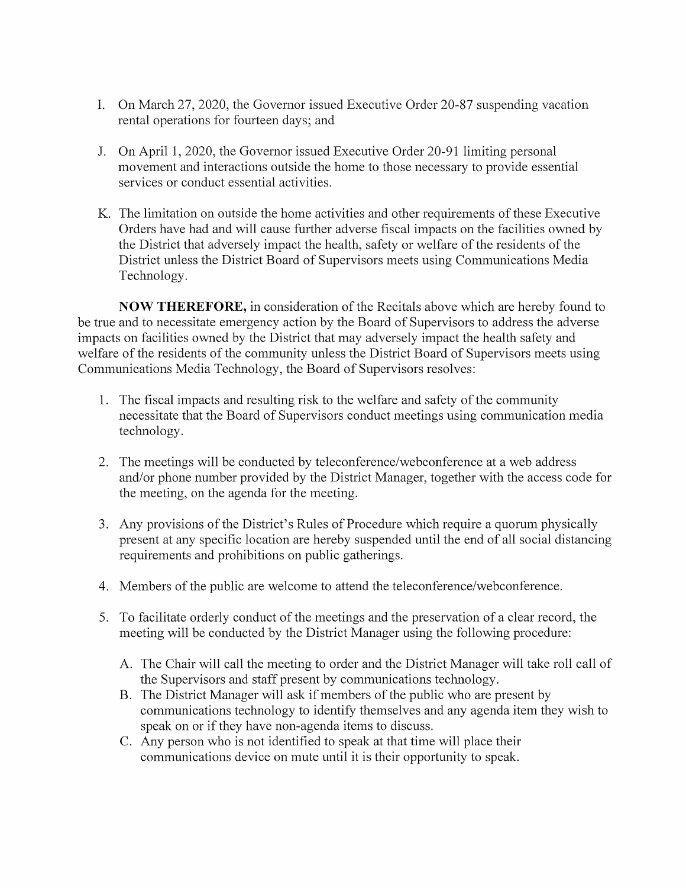I. On March 27, 2020, the Governor issued Executive Order 20-87 suspending vacation rental operations for fourteen days; and

J. On April 1, 2020, the Governor issued Executive Order 20-91 limiting personal movement and interactions outside the home to those necessary to provide essential services or conduct essential activities.

K. The limitation on outside the home activities and other requirements of these Executive Orders have had and will cause further adverse fiscal impacts on the facilities owned by the District that adversely impact the health, safety or welfare of the residents of the District unless the District Board of Supervisors meets using Communications Media Technology.

**NOW THEREFORE,** in consideration of the Recitals above which are hereby found to be true and to necessitate emergency action by the Board of Supervisors to address the adverse impacts on facilities owned by the District that may adversely impact the health safety and welfare of the residents of the community unless the District Board of Supervisors meets using Communications Media Technology, the Board of Supervisors resolves:

1. The fiscal impacts and resulting risk to the welfare and safety of the community necessitate that the Board of Supervisors conduct meetings using communication media technology.

2. The meetings will be conducted by teleconference/webconference at a web address and/or phone number provided by the District Manager, together with the access code for the meeting, on the agenda for the meeting.

3. Any provisions of the District's Rules of Procedure which require a quorum physically present at any specific location are hereby suspended until the end of all social distancing requirements and prohibitions on public gatherings.

4. Members of the public are welcome to attend the teleconference/webconference.

5. To facilitate orderly conduct of the meetings and the preservation of a clear record, the meeting will be conducted by the District Manager using the following procedure:

   A. The Chair will call the meeting to order and the District Manager will take roll call of the Supervisors and staff present by communications technology.
   B. The District Manager will ask if members of the public who are present by communications technology to identify themselves and any agenda item they wish to speak on or if they have non-agenda items to discuss.
   C. Any person who is not identified to speak at that time will place their communications device on mute until it is their opportunity to speak.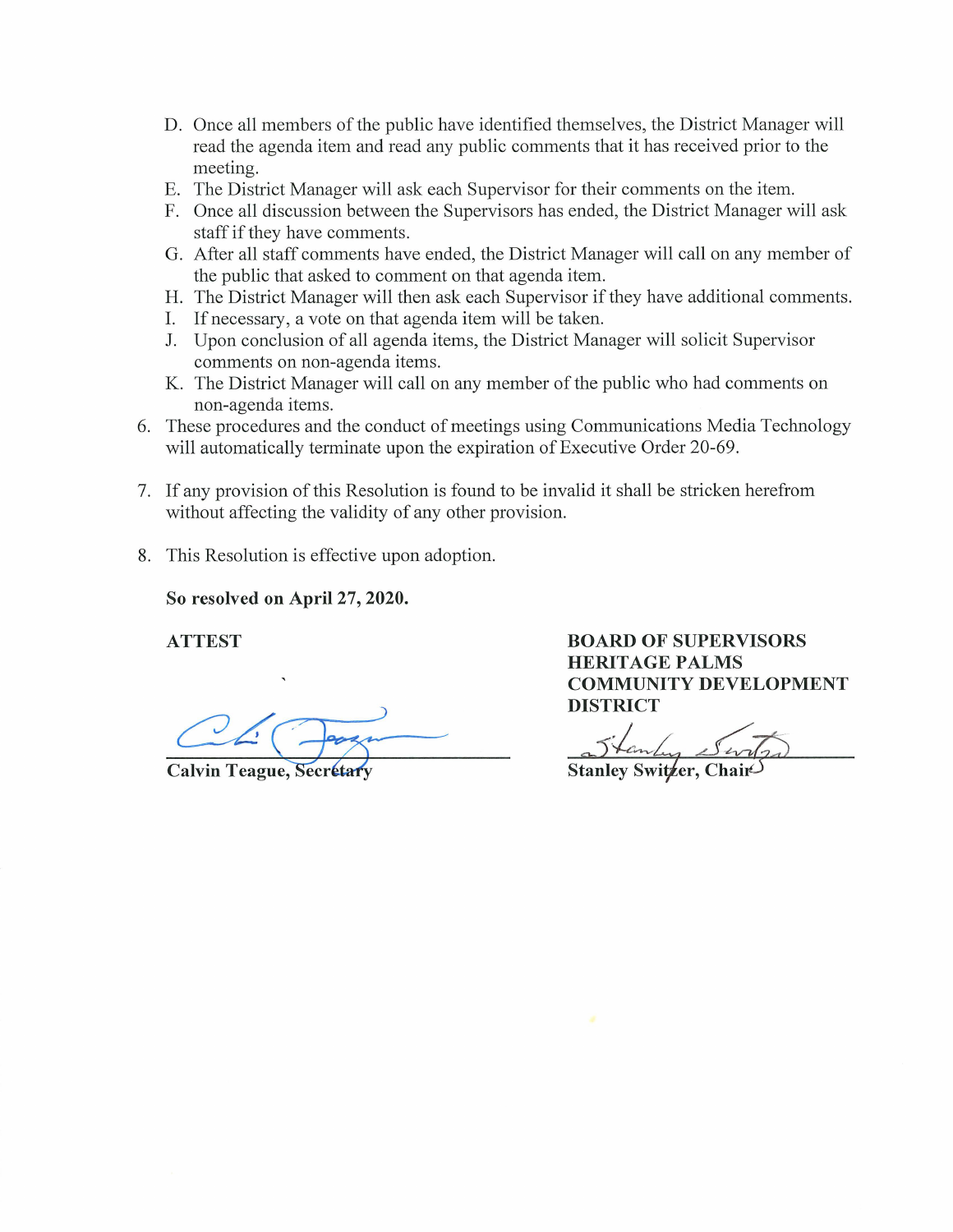D. Once all members of the public have identified themselves, the District Manager will read the agenda item and read any public comments that it has received prior to the meeting.

E. The District Manager will ask each Supervisor for their comments on the item.

F. Once all discussion between the Supervisors has ended, the District Manager will ask staff if they have comments.

G. After all staff comments have ended, the District Manager will call on any member of the public that asked to comment on that agenda item.

H. The District Manager will then ask each Supervisor if they have additional comments.

I. If necessary, a vote on that agenda item will be taken.

J. Upon conclusion of all agenda items, the District Manager will solicit Supervisor comments on non-agenda items.

K. The District Manager will call on any member of the public who had comments on non-agenda items.

6. These procedures and the conduct of meetings using Communications Media Technology will automatically terminate upon the expiration of Executive Order 20-69.

7. If any provision of this Resolution is found to be invalid it shall be stricken herefrom without affecting the validity of any other provision.

8. This Resolution is effective upon adoption.

**So resolved on April 27, 2020.**

**ATTEST**

**BOARD OF SUPERVISORS HERITAGE PALMS COMMUNITY DEVELOPMENT DISTRICT**

**Calvin Teague, Secretary**

**Stanley Switzer, Chair**